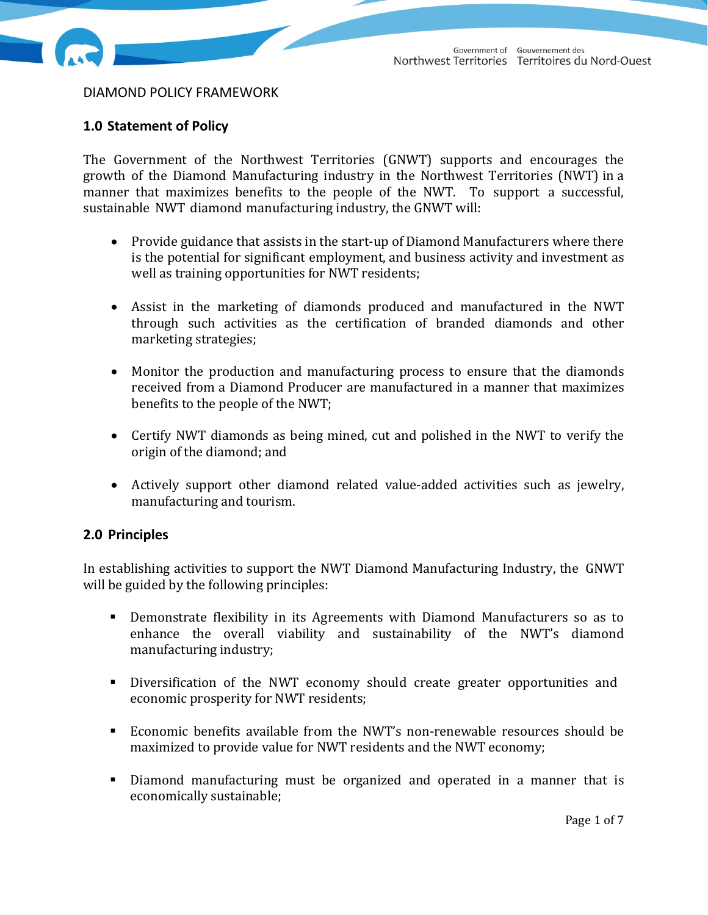DIAMOND POLICY FRAMEWORK

## 1.0 Statement of Policy

The Government of the Northwest Territories (GNWT) supports and encourages the growth of the Diamond Manufacturing industry in the Northwest Territories (NWT) in a manner that maximizes benefits to the people of the NWT. To support a successful, sustainable NWT diamond manufacturing industry, the GNWT will:

- Provide guidance that assists in the start-up of Diamond Manufacturers where there is the potential for significant employment, and business activity and investment as well as training opportunities for NWT residents;
- Assist in the marketing of diamonds produced and manufactured in the NWT through such activities as the certification of branded diamonds and other marketing strategies;
- Monitor the production and manufacturing process to ensure that the diamonds received from a Diamond Producer are manufactured in a manner that maximizes benefits to the people of the NWT;
- Certify NWT diamonds as being mined, cut and polished in the NWT to verify the origin of the diamond; and
- Actively support other diamond related value-added activities such as jewelry, manufacturing and tourism.

## 2.0 Principles

In establishing activities to support the NWT Diamond Manufacturing Industry, the GNWT will be guided by the following principles:

- Demonstrate flexibility in its Agreements with Diamond Manufacturers so as to enhance the overall viability and sustainability of the NWT's diamond manufacturing industry;
- Diversification of the NWT economy should create greater opportunities and economic prosperity for NWT residents;
- Economic benefits available from the NWT's non-renewable resources should be maximized to provide value for NWT residents and the NWT economy;
- Diamond manufacturing must be organized and operated in a manner that is economically sustainable;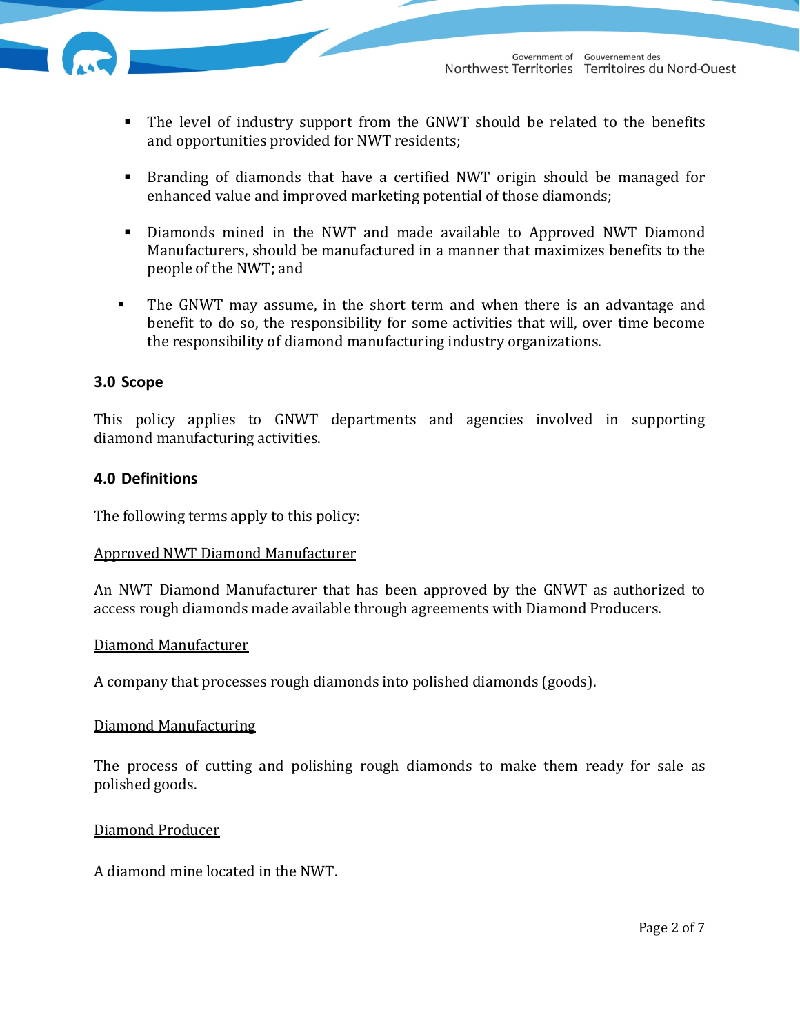- The level of industry support from the GNWT should be related to the benefits and opportunities provided for NWT residents;

- Branding of diamonds that have a certified NWT origin should be managed for enhanced value and improved marketing potential of those diamonds;

- Diamonds mined in the NWT and made available to Approved NWT Diamond Manufacturers, should be manufactured in a manner that maximizes benefits to the people of the NWT; and

- The GNWT may assume, in the short term and when there is an advantage and benefit to do so, the responsibility for some activities that will, over time become the responsibility of diamond manufacturing industry organizations.

## 3.0 Scope

This policy applies to GNWT departments and agencies involved in supporting diamond manufacturing activities.

## 4.0 Definitions

The following terms apply to this policy:

<u>Approved NWT Diamond Manufacturer</u>

An NWT Diamond Manufacturer that has been approved by the GNWT as authorized to access rough diamonds made available through agreements with Diamond Producers.

<u>Diamond Manufacturer</u>

A company that processes rough diamonds into polished diamonds (goods).

<u>Diamond Manufacturing</u>

The process of cutting and polishing rough diamonds to make them ready for sale as polished goods.

<u>Diamond Producer</u>

A diamond mine located in the NWT.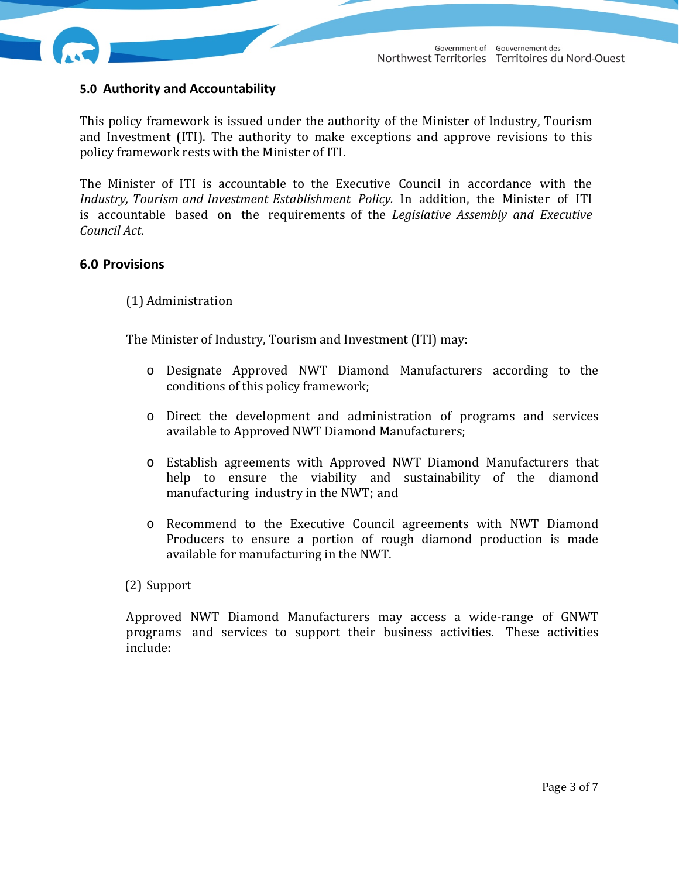## 5.0 Authority and Accountability

This policy framework is issued under the authority of the Minister of Industry, Tourism and Investment (ITI). The authority to make exceptions and approve revisions to this policy framework rests with the Minister of ITI.

The Minister of ITI is accountable to the Executive Council in accordance with the *Industry, Tourism and Investment Establishment Policy.* In addition, the Minister of ITI is accountable based on the requirements of the *Legislative Assembly and Executive Council Act*.

## 6.0 Provisions

(1) Administration

The Minister of Industry, Tourism and Investment (ITI) may:

- Designate Approved NWT Diamond Manufacturers according to the conditions of this policy framework;
- Direct the development and administration of programs and services available to Approved NWT Diamond Manufacturers;
- Establish agreements with Approved NWT Diamond Manufacturers that help to ensure the viability and sustainability of the diamond manufacturing industry in the NWT; and
- Recommend to the Executive Council agreements with NWT Diamond Producers to ensure a portion of rough diamond production is made available for manufacturing in the NWT.

(2) Support

Approved NWT Diamond Manufacturers may access a wide-range of GNWT programs and services to support their business activities. These activities include: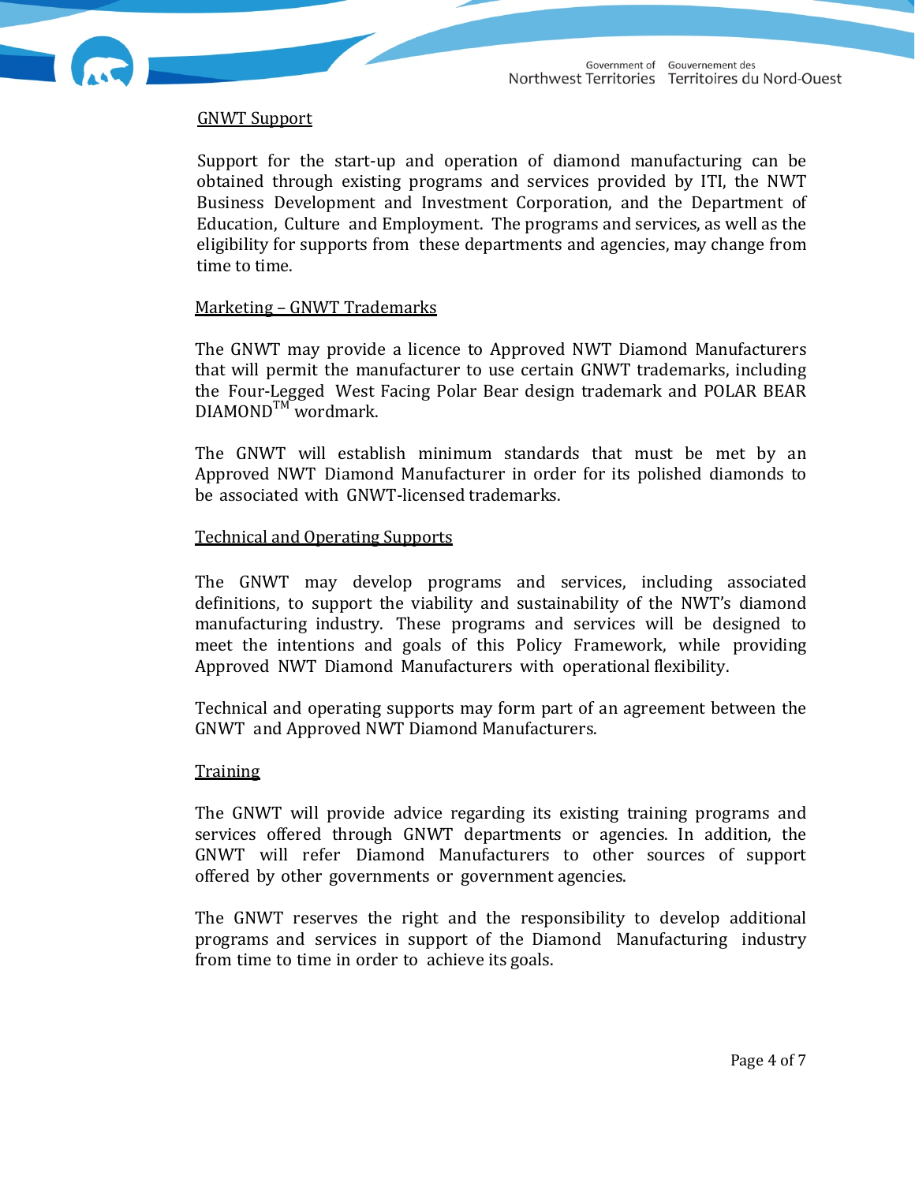GNWT Support

Support for the start-up and operation of diamond manufacturing can be obtained through existing programs and services provided by ITI, the NWT Business Development and Investment Corporation, and the Department of Education, Culture and Employment. The programs and services, as well as the eligibility for supports from these departments and agencies, may change from time to time.

Marketing – GNWT Trademarks

The GNWT may provide a licence to Approved NWT Diamond Manufacturers that will permit the manufacturer to use certain GNWT trademarks, including the Four-Legged West Facing Polar Bear design trademark and POLAR BEAR DIAMOND™ wordmark.

The GNWT will establish minimum standards that must be met by an Approved NWT Diamond Manufacturer in order for its polished diamonds to be associated with GNWT-licensed trademarks.

Technical and Operating Supports

The GNWT may develop programs and services, including associated definitions, to support the viability and sustainability of the NWT's diamond manufacturing industry. These programs and services will be designed to meet the intentions and goals of this Policy Framework, while providing Approved NWT Diamond Manufacturers with operational flexibility.

Technical and operating supports may form part of an agreement between the GNWT and Approved NWT Diamond Manufacturers.

Training

The GNWT will provide advice regarding its existing training programs and services offered through GNWT departments or agencies. In addition, the GNWT will refer Diamond Manufacturers to other sources of support offered by other governments or government agencies.

The GNWT reserves the right and the responsibility to develop additional programs and services in support of the Diamond Manufacturing industry from time to time in order to achieve its goals.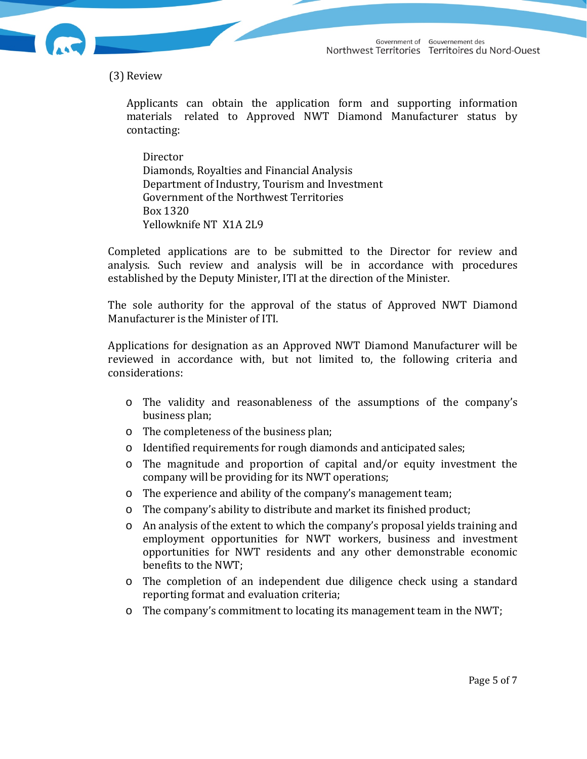(3) Review

Applicants can obtain the application form and supporting information materials related to Approved NWT Diamond Manufacturer status by contacting:

Director  
Diamonds, Royalties and Financial Analysis  
Department of Industry, Tourism and Investment  
Government of the Northwest Territories  
Box 1320  
Yellowknife NT X1A 2L9

Completed applications are to be submitted to the Director for review and analysis. Such review and analysis will be in accordance with procedures established by the Deputy Minister, ITI at the direction of the Minister.

The sole authority for the approval of the status of Approved NWT Diamond Manufacturer is the Minister of ITI.

Applications for designation as an Approved NWT Diamond Manufacturer will be reviewed in accordance with, but not limited to, the following criteria and considerations:

- The validity and reasonableness of the assumptions of the company's business plan;
- The completeness of the business plan;
- Identified requirements for rough diamonds and anticipated sales;
- The magnitude and proportion of capital and/or equity investment the company will be providing for its NWT operations;
- The experience and ability of the company's management team;
- The company's ability to distribute and market its finished product;
- An analysis of the extent to which the company's proposal yields training and employment opportunities for NWT workers, business and investment opportunities for NWT residents and any other demonstrable economic benefits to the NWT;
- The completion of an independent due diligence check using a standard reporting format and evaluation criteria;
- The company's commitment to locating its management team in the NWT;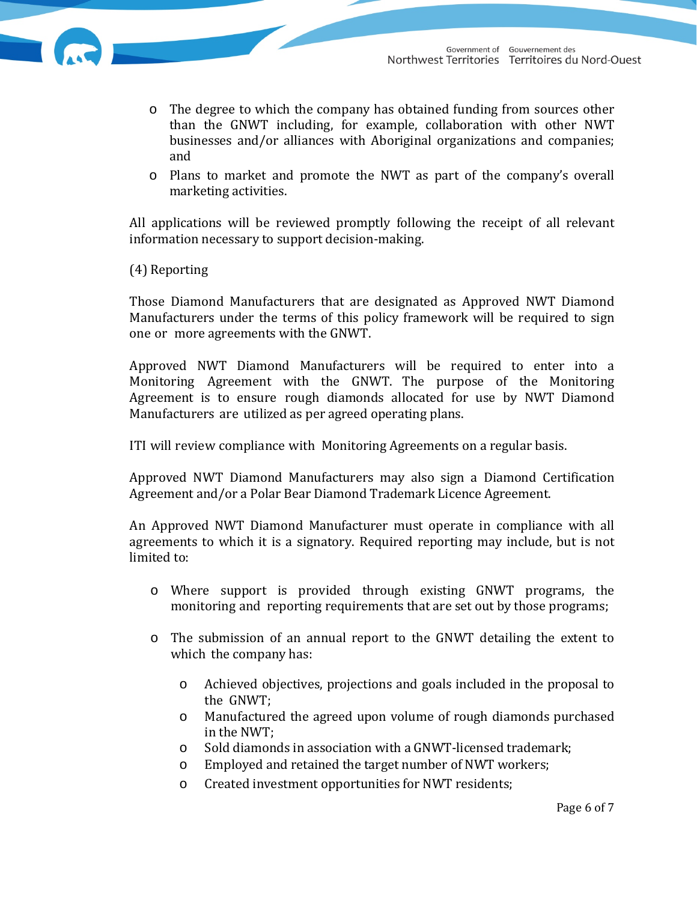- The degree to which the company has obtained funding from sources other than the GNWT including, for example, collaboration with other NWT businesses and/or alliances with Aboriginal organizations and companies; and
- Plans to market and promote the NWT as part of the company's overall marketing activities.

All applications will be reviewed promptly following the receipt of all relevant information necessary to support decision-making.

(4) Reporting

Those Diamond Manufacturers that are designated as Approved NWT Diamond Manufacturers under the terms of this policy framework will be required to sign one or more agreements with the GNWT.

Approved NWT Diamond Manufacturers will be required to enter into a Monitoring Agreement with the GNWT. The purpose of the Monitoring Agreement is to ensure rough diamonds allocated for use by NWT Diamond Manufacturers are utilized as per agreed operating plans.

ITI will review compliance with Monitoring Agreements on a regular basis.

Approved NWT Diamond Manufacturers may also sign a Diamond Certification Agreement and/or a Polar Bear Diamond Trademark Licence Agreement.

An Approved NWT Diamond Manufacturer must operate in compliance with all agreements to which it is a signatory. Required reporting may include, but is not limited to:

- Where support is provided through existing GNWT programs, the monitoring and reporting requirements that are set out by those programs;
- The submission of an annual report to the GNWT detailing the extent to which the company has:
  - Achieved objectives, projections and goals included in the proposal to the GNWT;
  - Manufactured the agreed upon volume of rough diamonds purchased in the NWT;
  - Sold diamonds in association with a GNWT-licensed trademark;
  - Employed and retained the target number of NWT workers;
  - Created investment opportunities for NWT residents;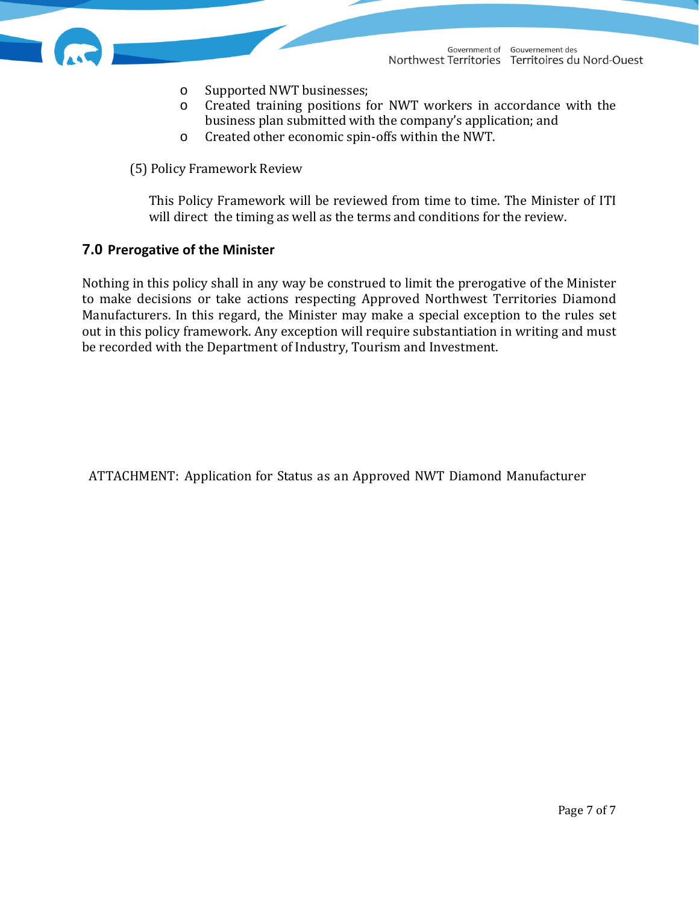- Supported NWT businesses;
- Created training positions for NWT workers in accordance with the business plan submitted with the company's application; and
- Created other economic spin-offs within the NWT.

(5) Policy Framework Review

This Policy Framework will be reviewed from time to time. The Minister of ITI will direct the timing as well as the terms and conditions for the review.

## 7.0 Prerogative of the Minister

Nothing in this policy shall in any way be construed to limit the prerogative of the Minister to make decisions or take actions respecting Approved Northwest Territories Diamond Manufacturers. In this regard, the Minister may make a special exception to the rules set out in this policy framework. Any exception will require substantiation in writing and must be recorded with the Department of Industry, Tourism and Investment.

ATTACHMENT: Application for Status as an Approved NWT Diamond Manufacturer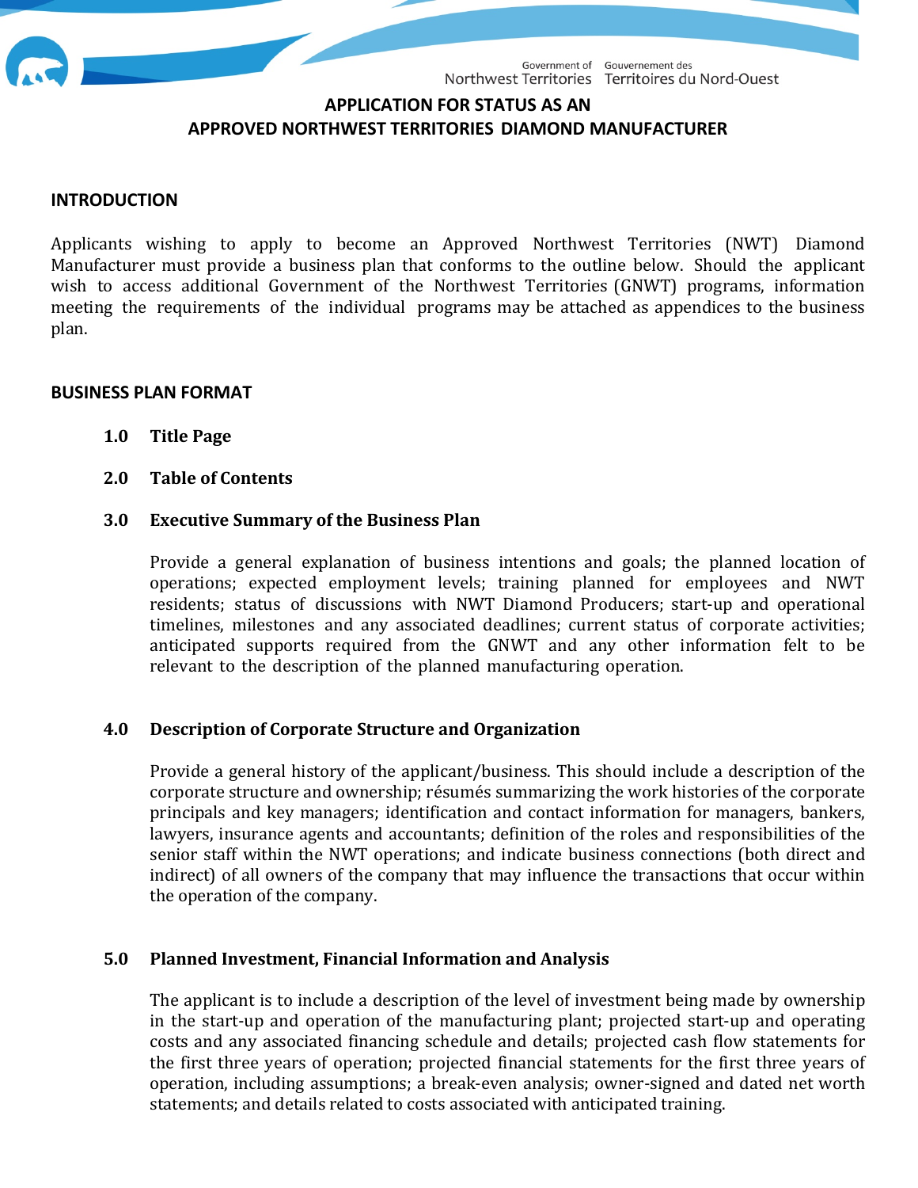**APPLICATION FOR STATUS AS AN APPROVED NORTHWEST TERRITORIES DIAMOND MANUFACTURER**

## INTRODUCTION

Applicants wishing to apply to become an Approved Northwest Territories (NWT) Diamond Manufacturer must provide a business plan that conforms to the outline below. Should the applicant wish to access additional Government of the Northwest Territories (GNWT) programs, information meeting the requirements of the individual programs may be attached as appendices to the business plan.

## BUSINESS PLAN FORMAT

### 1.0 Title Page

### 2.0 Table of Contents

### 3.0 Executive Summary of the Business Plan

Provide a general explanation of business intentions and goals; the planned location of operations; expected employment levels; training planned for employees and NWT residents; status of discussions with NWT Diamond Producers; start-up and operational timelines, milestones and any associated deadlines; current status of corporate activities; anticipated supports required from the GNWT and any other information felt to be relevant to the description of the planned manufacturing operation.

### 4.0 Description of Corporate Structure and Organization

Provide a general history of the applicant/business. This should include a description of the corporate structure and ownership; résumés summarizing the work histories of the corporate principals and key managers; identification and contact information for managers, bankers, lawyers, insurance agents and accountants; definition of the roles and responsibilities of the senior staff within the NWT operations; and indicate business connections (both direct and indirect) of all owners of the company that may influence the transactions that occur within the operation of the company.

### 5.0 Planned Investment, Financial Information and Analysis

The applicant is to include a description of the level of investment being made by ownership in the start-up and operation of the manufacturing plant; projected start-up and operating costs and any associated financing schedule and details; projected cash flow statements for the first three years of operation; projected financial statements for the first three years of operation, including assumptions; a break-even analysis; owner-signed and dated net worth statements; and details related to costs associated with anticipated training.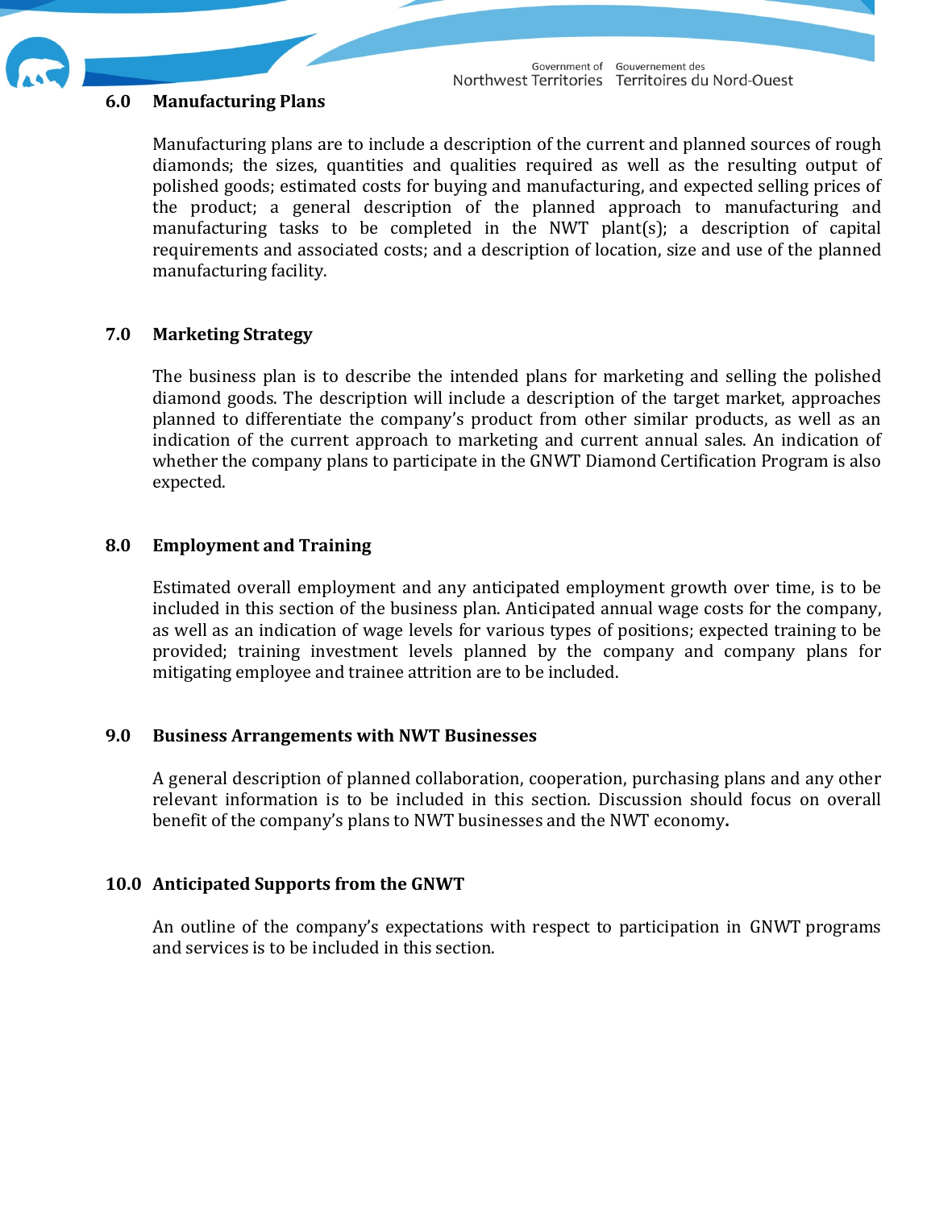## 6.0 Manufacturing Plans

Manufacturing plans are to include a description of the current and planned sources of rough diamonds; the sizes, quantities and qualities required as well as the resulting output of polished goods; estimated costs for buying and manufacturing, and expected selling prices of the product; a general description of the planned approach to manufacturing and manufacturing tasks to be completed in the NWT plant(s); a description of capital requirements and associated costs; and a description of location, size and use of the planned manufacturing facility.

## 7.0 Marketing Strategy

The business plan is to describe the intended plans for marketing and selling the polished diamond goods. The description will include a description of the target market, approaches planned to differentiate the company's product from other similar products, as well as an indication of the current approach to marketing and current annual sales. An indication of whether the company plans to participate in the GNWT Diamond Certification Program is also expected.

## 8.0 Employment and Training

Estimated overall employment and any anticipated employment growth over time, is to be included in this section of the business plan. Anticipated annual wage costs for the company, as well as an indication of wage levels for various types of positions; expected training to be provided; training investment levels planned by the company and company plans for mitigating employee and trainee attrition are to be included.

## 9.0 Business Arrangements with NWT Businesses

A general description of planned collaboration, cooperation, purchasing plans and any other relevant information is to be included in this section. Discussion should focus on overall benefit of the company's plans to NWT businesses and the NWT economy.

## 10.0 Anticipated Supports from the GNWT

An outline of the company's expectations with respect to participation in GNWT programs and services is to be included in this section.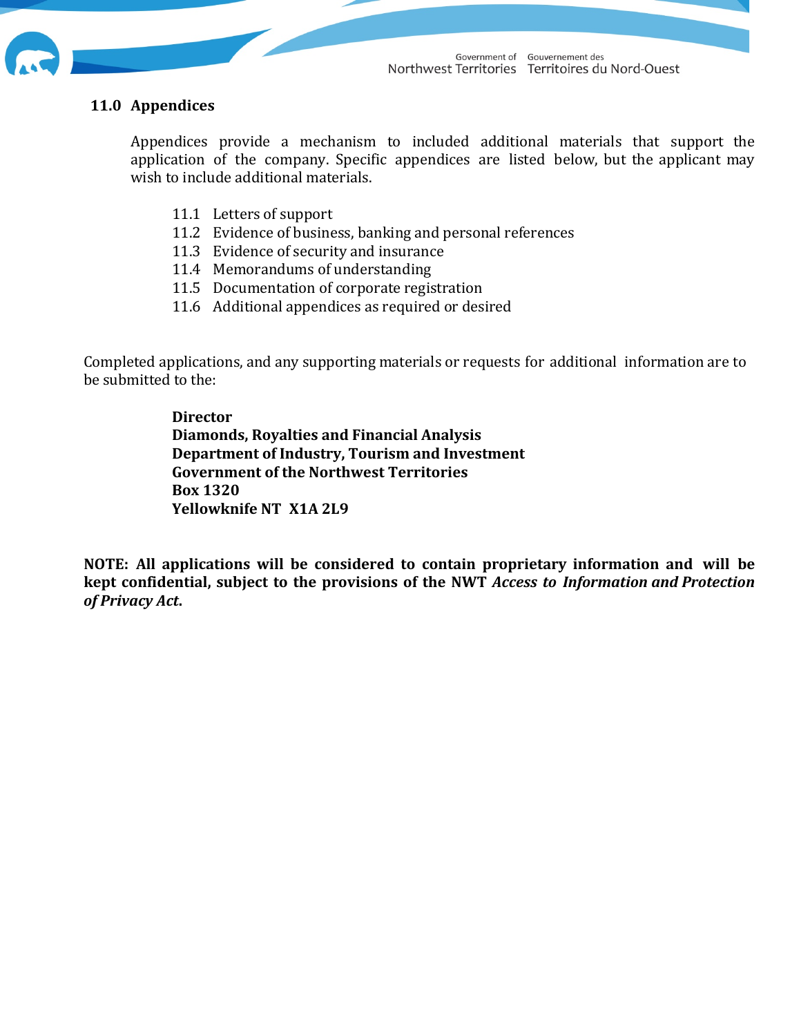## 11.0 Appendices

Appendices provide a mechanism to included additional materials that support the application of the company. Specific appendices are listed below, but the applicant may wish to include additional materials.

- 11.1 Letters of support
- 11.2 Evidence of business, banking and personal references
- 11.3 Evidence of security and insurance
- 11.4 Memorandums of understanding
- 11.5 Documentation of corporate registration
- 11.6 Additional appendices as required or desired

Completed applications, and any supporting materials or requests for additional information are to be submitted to the:

**Director**  
**Diamonds, Royalties and Financial Analysis**  
**Department of Industry, Tourism and Investment**  
**Government of the Northwest Territories**  
**Box 1320**  
**Yellowknife NT X1A 2L9**

**NOTE: All applications will be considered to contain proprietary information and will be kept confidential, subject to the provisions of the NWT *Access to Information and Protection of Privacy Act*.**